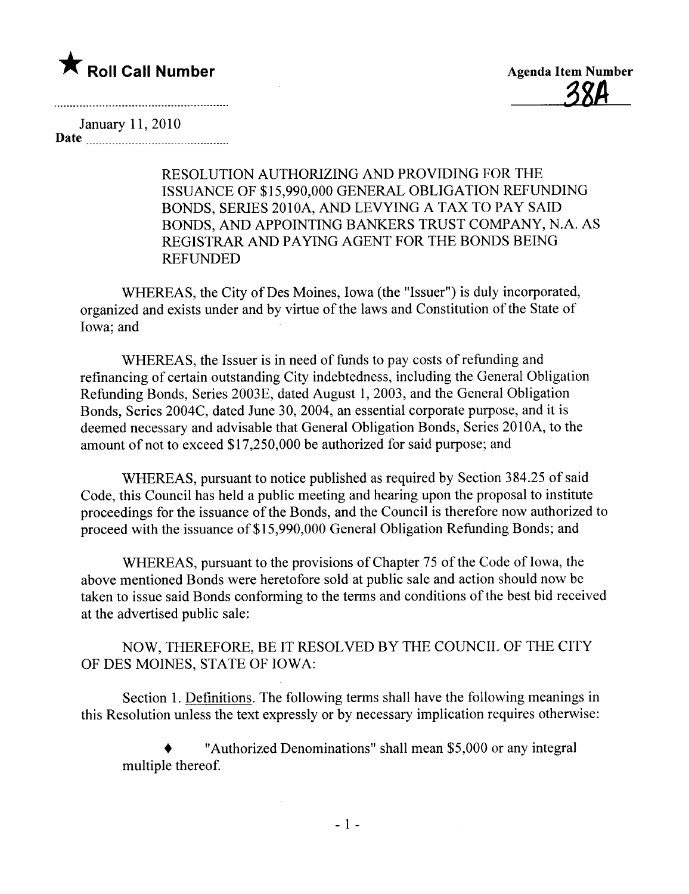★ **Roll Call Number**

**Agenda Item Number**

38A

January 11, 2010

**Date**

RESOLUTION AUTHORIZING AND PROVIDING FOR THE ISSUANCE OF $15,990,000 GENERAL OBLIGATION REFUNDING BONDS, SERIES 2010A, AND LEVYING A TAX TO PAY SAID BONDS, AND APPOINTING BANKERS TRUST COMPANY, N.A. AS REGISTRAR AND PAYING AGENT FOR THE BONDS BEING REFUNDED

WHEREAS, the City of Des Moines, Iowa (the "Issuer") is duly incorporated, organized and exists under and by virtue of the laws and Constitution of the State of Iowa; and

WHEREAS, the Issuer is in need of funds to pay costs of refunding and refinancing of certain outstanding City indebtedness, including the General Obligation Refunding Bonds, Series 2003E, dated August 1, 2003, and the General Obligation Bonds, Series 2004C, dated June 30, 2004, an essential corporate purpose, and it is deemed necessary and advisable that General Obligation Bonds, Series 2010A, to the amount of not to exceed $17,250,000 be authorized for said purpose; and

WHEREAS, pursuant to notice published as required by Section 384.25 of said Code, this Council has held a public meeting and hearing upon the proposal to institute proceedings for the issuance of the Bonds, and the Council is therefore now authorized to proceed with the issuance of $15,990,000 General Obligation Refunding Bonds; and

WHEREAS, pursuant to the provisions of Chapter 75 of the Code of Iowa, the above mentioned Bonds were heretofore sold at public sale and action should now be taken to issue said Bonds conforming to the terms and conditions of the best bid received at the advertised public sale:

NOW, THEREFORE, BE IT RESOLVED BY THE COUNCIL OF THE CITY OF DES MOINES, STATE OF IOWA:

Section 1. Definitions. The following terms shall have the following meanings in this Resolution unless the text expressly or by necessary implication requires otherwise:

- "Authorized Denominations" shall mean $5,000 or any integral multiple thereof.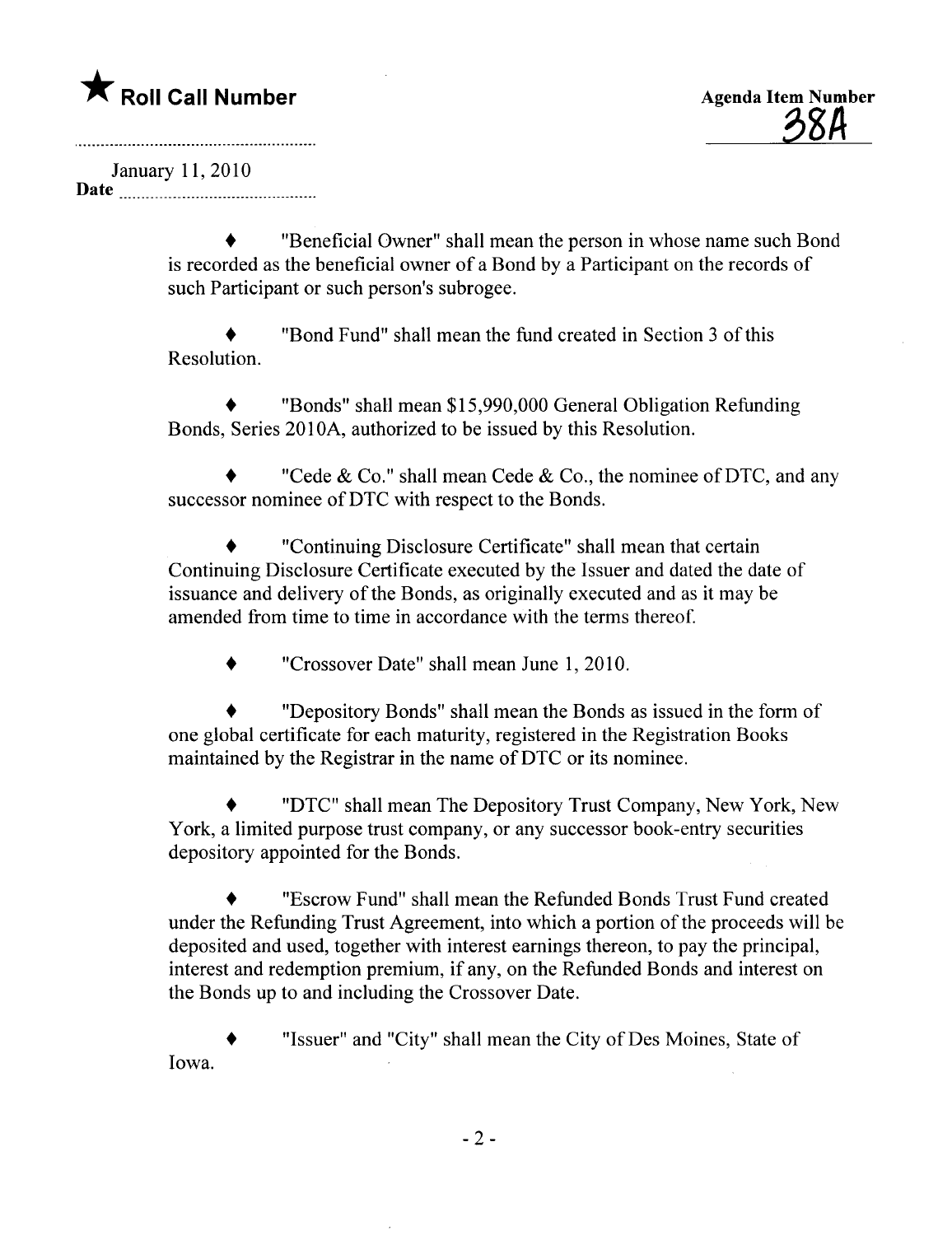★ **Roll Call Number**

**Agenda Item Number**
38A

January 11, 2010
**Date** ...........................................

- "Beneficial Owner" shall mean the person in whose name such Bond is recorded as the beneficial owner of a Bond by a Participant on the records of such Participant or such person's subrogee.

- "Bond Fund" shall mean the fund created in Section 3 of this Resolution.

- "Bonds" shall mean $15,990,000 General Obligation Refunding Bonds, Series 2010A, authorized to be issued by this Resolution.

- "Cede & Co." shall mean Cede & Co., the nominee of DTC, and any successor nominee of DTC with respect to the Bonds.

- "Continuing Disclosure Certificate" shall mean that certain Continuing Disclosure Certificate executed by the Issuer and dated the date of issuance and delivery of the Bonds, as originally executed and as it may be amended from time to time in accordance with the terms thereof.

- "Crossover Date" shall mean June 1, 2010.

- "Depository Bonds" shall mean the Bonds as issued in the form of one global certificate for each maturity, registered in the Registration Books maintained by the Registrar in the name of DTC or its nominee.

- "DTC" shall mean The Depository Trust Company, New York, New York, a limited purpose trust company, or any successor book-entry securities depository appointed for the Bonds.

- "Escrow Fund" shall mean the Refunded Bonds Trust Fund created under the Refunding Trust Agreement, into which a portion of the proceeds will be deposited and used, together with interest earnings thereon, to pay the principal, interest and redemption premium, if any, on the Refunded Bonds and interest on the Bonds up to and including the Crossover Date.

- "Issuer" and "City" shall mean the City of Des Moines, State of Iowa.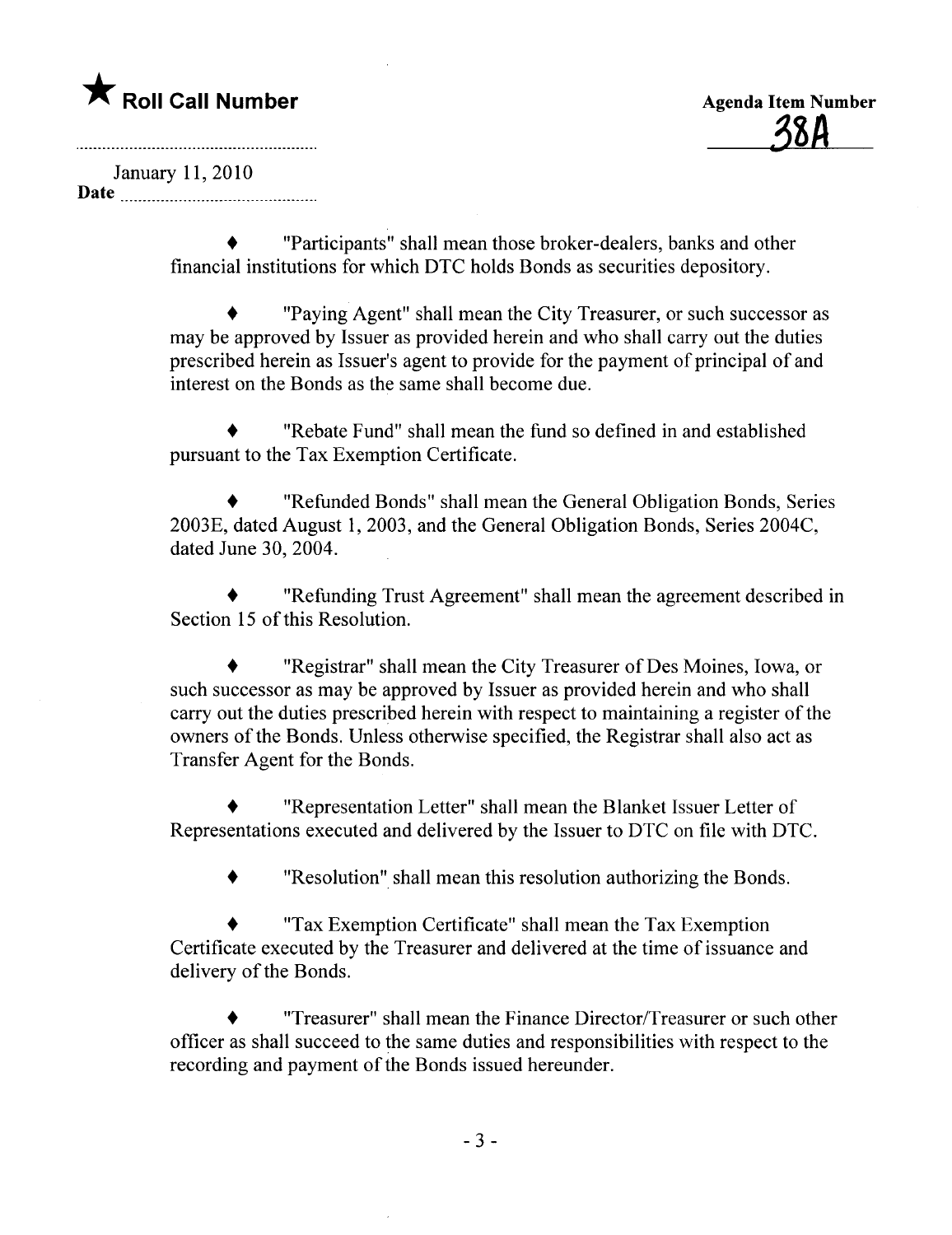★ **Roll Call Number**

**Agenda Item Number**
38A

January 11, 2010
**Date**

♦ "Participants" shall mean those broker-dealers, banks and other financial institutions for which DTC holds Bonds as securities depository.

♦ "Paying Agent" shall mean the City Treasurer, or such successor as may be approved by Issuer as provided herein and who shall carry out the duties prescribed herein as Issuer's agent to provide for the payment of principal of and interest on the Bonds as the same shall become due.

♦ "Rebate Fund" shall mean the fund so defined in and established pursuant to the Tax Exemption Certificate.

♦ "Refunded Bonds" shall mean the General Obligation Bonds, Series 2003E, dated August 1, 2003, and the General Obligation Bonds, Series 2004C, dated June 30, 2004.

♦ "Refunding Trust Agreement" shall mean the agreement described in Section 15 of this Resolution.

♦ "Registrar" shall mean the City Treasurer of Des Moines, Iowa, or such successor as may be approved by Issuer as provided herein and who shall carry out the duties prescribed herein with respect to maintaining a register of the owners of the Bonds. Unless otherwise specified, the Registrar shall also act as Transfer Agent for the Bonds.

♦ "Representation Letter" shall mean the Blanket Issuer Letter of Representations executed and delivered by the Issuer to DTC on file with DTC.

♦ "Resolution" shall mean this resolution authorizing the Bonds.

♦ "Tax Exemption Certificate" shall mean the Tax Exemption Certificate executed by the Treasurer and delivered at the time of issuance and delivery of the Bonds.

♦ "Treasurer" shall mean the Finance Director/Treasurer or such other officer as shall succeed to the same duties and responsibilities with respect to the recording and payment of the Bonds issued hereunder.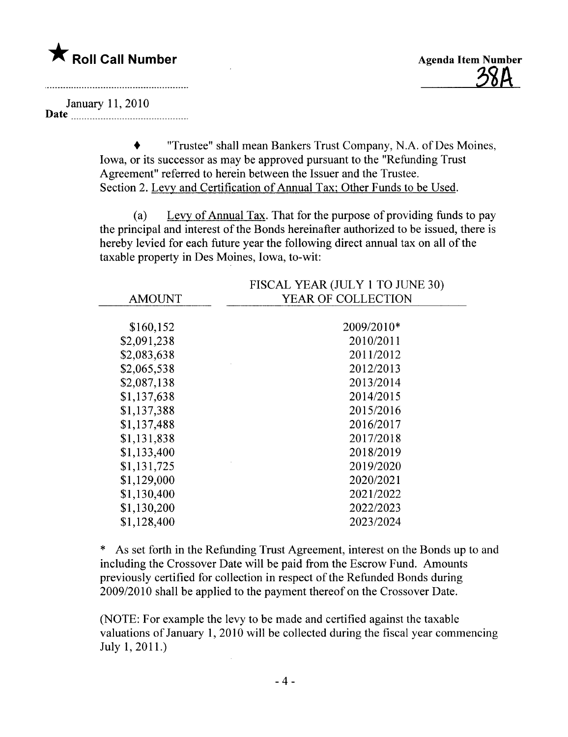★ **Roll Call Number**

**Agenda Item Number**
38A

Date January 11, 2010

♦ "Trustee" shall mean Bankers Trust Company, N.A. of Des Moines, Iowa, or its successor as may be approved pursuant to the "Refunding Trust Agreement" referred to herein between the Issuer and the Trustee.

Section 2. Levy and Certification of Annual Tax; Other Funds to be Used.

(a) Levy of Annual Tax. That for the purpose of providing funds to pay the principal and interest of the Bonds hereinafter authorized to be issued, there is hereby levied for each future year the following direct annual tax on all of the taxable property in Des Moines, Iowa, to-wit:

| AMOUNT | FISCAL YEAR (JULY 1 TO JUNE 30) YEAR OF COLLECTION |
|---|---|
| $160,152 | 2009/2010* |
| $2,091,238 | 2010/2011 |
| $2,083,638 | 2011/2012 |
| $2,065,538 | 2012/2013 |
| $2,087,138 | 2013/2014 |
| $1,137,638 | 2014/2015 |
| $1,137,388 | 2015/2016 |
| $1,137,488 | 2016/2017 |
| $1,131,838 | 2017/2018 |
| $1,133,400 | 2018/2019 |
| $1,131,725 | 2019/2020 |
| $1,129,000 | 2020/2021 |
| $1,130,400 | 2021/2022 |
| $1,130,200 | 2022/2023 |
| $1,128,400 | 2023/2024 |

\* As set forth in the Refunding Trust Agreement, interest on the Bonds up to and including the Crossover Date will be paid from the Escrow Fund. Amounts previously certified for collection in respect of the Refunded Bonds during 2009/2010 shall be applied to the payment thereof on the Crossover Date.

(NOTE: For example the levy to be made and certified against the taxable valuations of January 1, 2010 will be collected during the fiscal year commencing July 1, 2011.)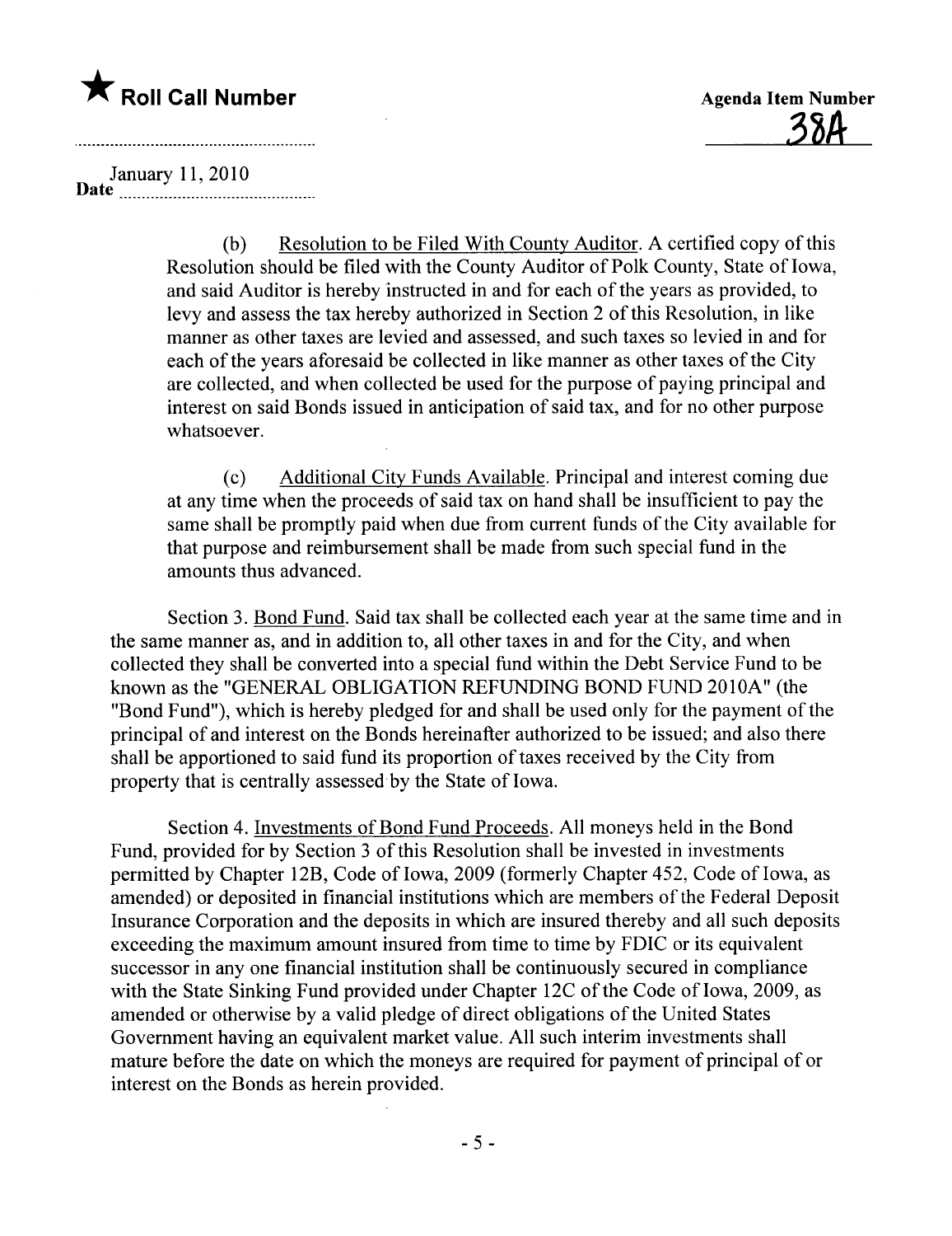★ **Roll Call Number**

**Agenda Item Number**
38A

January 11, 2010
**Date**

(b) Resolution to be Filed With County Auditor. A certified copy of this Resolution should be filed with the County Auditor of Polk County, State of Iowa, and said Auditor is hereby instructed in and for each of the years as provided, to levy and assess the tax hereby authorized in Section 2 of this Resolution, in like manner as other taxes are levied and assessed, and such taxes so levied in and for each of the years aforesaid be collected in like manner as other taxes of the City are collected, and when collected be used for the purpose of paying principal and interest on said Bonds issued in anticipation of said tax, and for no other purpose whatsoever.

(c) Additional City Funds Available. Principal and interest coming due at any time when the proceeds of said tax on hand shall be insufficient to pay the same shall be promptly paid when due from current funds of the City available for that purpose and reimbursement shall be made from such special fund in the amounts thus advanced.

Section 3. Bond Fund. Said tax shall be collected each year at the same time and in the same manner as, and in addition to, all other taxes in and for the City, and when collected they shall be converted into a special fund within the Debt Service Fund to be known as the "GENERAL OBLIGATION REFUNDING BOND FUND 2010A" (the "Bond Fund"), which is hereby pledged for and shall be used only for the payment of the principal of and interest on the Bonds hereinafter authorized to be issued; and also there shall be apportioned to said fund its proportion of taxes received by the City from property that is centrally assessed by the State of Iowa.

Section 4. Investments of Bond Fund Proceeds. All moneys held in the Bond Fund, provided for by Section 3 of this Resolution shall be invested in investments permitted by Chapter 12B, Code of Iowa, 2009 (formerly Chapter 452, Code of Iowa, as amended) or deposited in financial institutions which are members of the Federal Deposit Insurance Corporation and the deposits in which are insured thereby and all such deposits exceeding the maximum amount insured from time to time by FDIC or its equivalent successor in any one financial institution shall be continuously secured in compliance with the State Sinking Fund provided under Chapter 12C of the Code of Iowa, 2009, as amended or otherwise by a valid pledge of direct obligations of the United States Government having an equivalent market value. All such interim investments shall mature before the date on which the moneys are required for payment of principal of or interest on the Bonds as herein provided.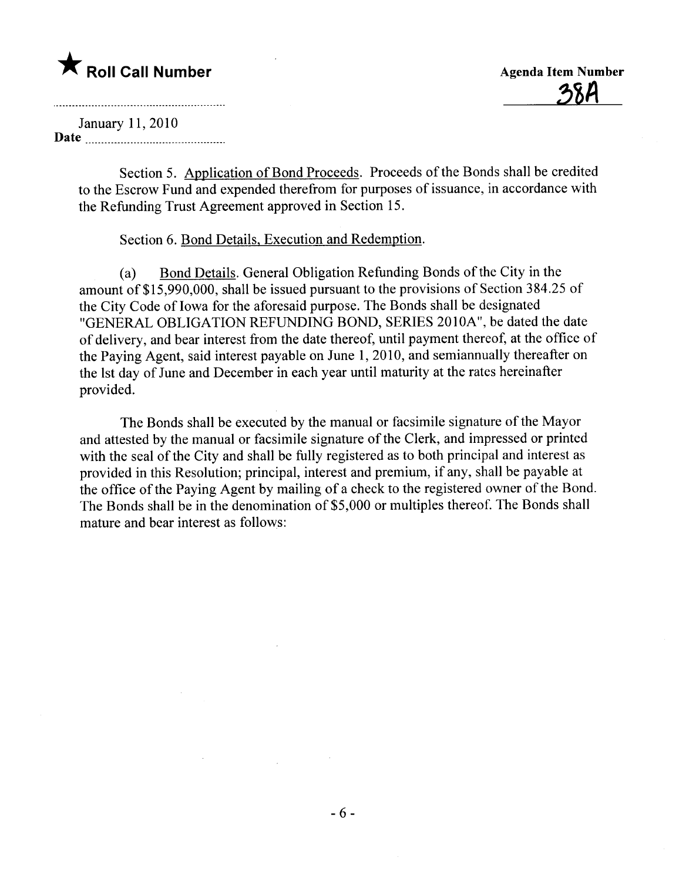★ **Roll Call Number**

**Agenda Item Number**

38A

January 11, 2010

**Date**

Section 5. Application of Bond Proceeds. Proceeds of the Bonds shall be credited to the Escrow Fund and expended therefrom for purposes of issuance, in accordance with the Refunding Trust Agreement approved in Section 15.

Section 6. Bond Details, Execution and Redemption.

(a) Bond Details. General Obligation Refunding Bonds of the City in the amount of $15,990,000, shall be issued pursuant to the provisions of Section 384.25 of the City Code of Iowa for the aforesaid purpose. The Bonds shall be designated "GENERAL OBLIGATION REFUNDING BOND, SERIES 2010A", be dated the date of delivery, and bear interest from the date thereof, until payment thereof, at the office of the Paying Agent, said interest payable on June 1, 2010, and semiannually thereafter on the lst day of June and December in each year until maturity at the rates hereinafter provided.

The Bonds shall be executed by the manual or facsimile signature of the Mayor and attested by the manual or facsimile signature of the Clerk, and impressed or printed with the seal of the City and shall be fully registered as to both principal and interest as provided in this Resolution; principal, interest and premium, if any, shall be payable at the office of the Paying Agent by mailing of a check to the registered owner of the Bond. The Bonds shall be in the denomination of $5,000 or multiples thereof. The Bonds shall mature and bear interest as follows: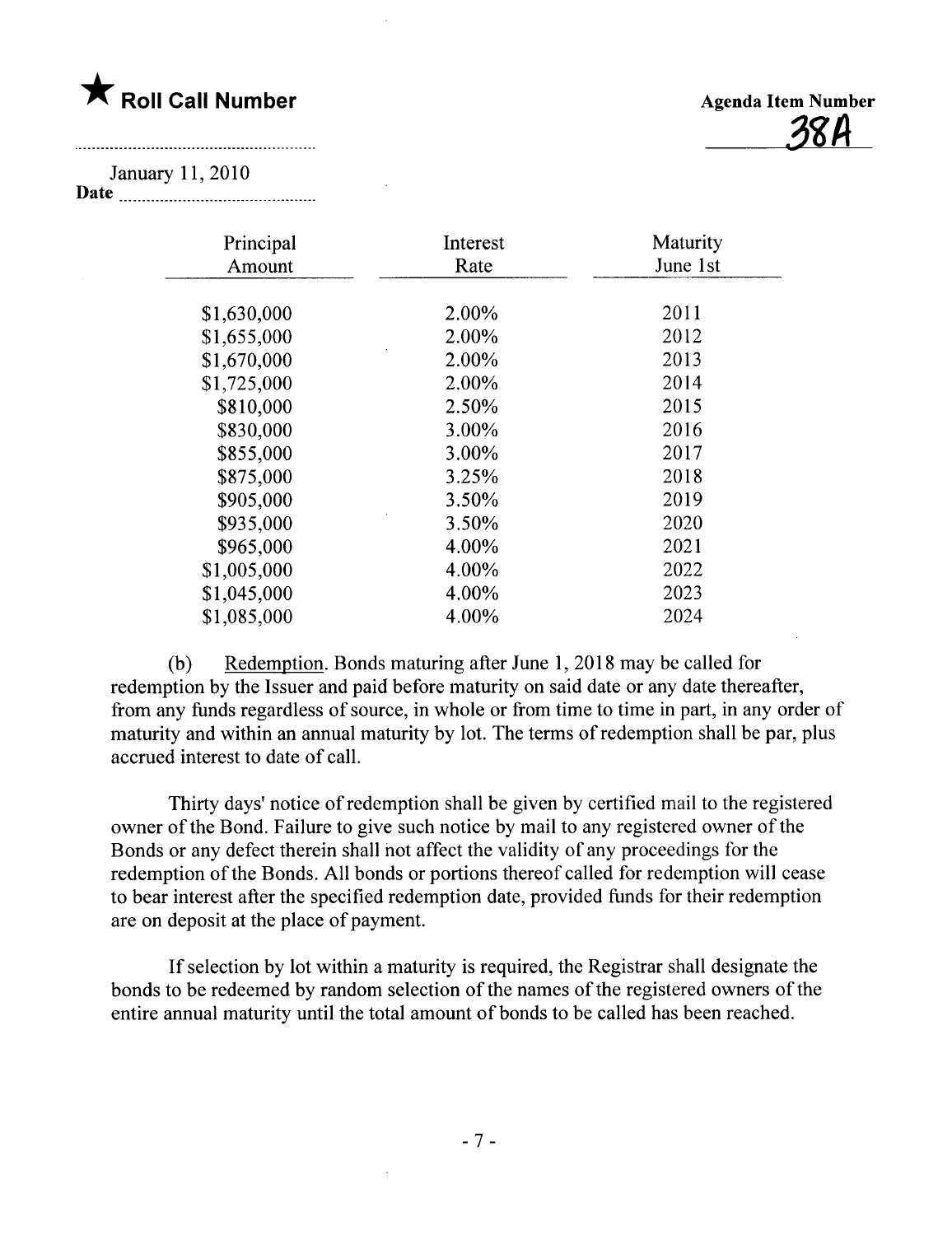★ **Roll Call Number**

**Agenda Item Number**
38A

**Date** January 11, 2010

| Principal Amount | Interest Rate | Maturity June 1st |
|---|---|---|
| $1,630,000 | 2.00% | 2011 |
| $1,655,000 | 2.00% | 2012 |
| $1,670,000 | 2.00% | 2013 |
| $1,725,000 | 2.00% | 2014 |
| $810,000 | 2.50% | 2015 |
| $830,000 | 3.00% | 2016 |
| $855,000 | 3.00% | 2017 |
| $875,000 | 3.25% | 2018 |
| $905,000 | 3.50% | 2019 |
| $935,000 | 3.50% | 2020 |
| $965,000 | 4.00% | 2021 |
| $1,005,000 | 4.00% | 2022 |
| $1,045,000 | 4.00% | 2023 |
| $1,085,000 | 4.00% | 2024 |

(b) Redemption. Bonds maturing after June 1, 2018 may be called for redemption by the Issuer and paid before maturity on said date or any date thereafter, from any funds regardless of source, in whole or from time to time in part, in any order of maturity and within an annual maturity by lot. The terms of redemption shall be par, plus accrued interest to date of call.

Thirty days' notice of redemption shall be given by certified mail to the registered owner of the Bond. Failure to give such notice by mail to any registered owner of the Bonds or any defect therein shall not affect the validity of any proceedings for the redemption of the Bonds. All bonds or portions thereof called for redemption will cease to bear interest after the specified redemption date, provided funds for their redemption are on deposit at the place of payment.

If selection by lot within a maturity is required, the Registrar shall designate the bonds to be redeemed by random selection of the names of the registered owners of the entire annual maturity until the total amount of bonds to be called has been reached.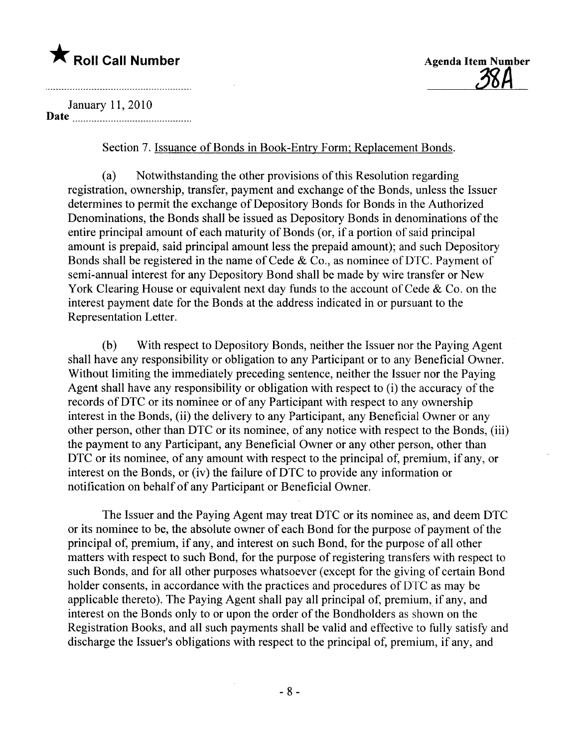★ **Roll Call Number**

**Agenda Item Number**
38A

January 11, 2010
**Date**

Section 7. Issuance of Bonds in Book-Entry Form; Replacement Bonds.

(a) Notwithstanding the other provisions of this Resolution regarding registration, ownership, transfer, payment and exchange of the Bonds, unless the Issuer determines to permit the exchange of Depository Bonds for Bonds in the Authorized Denominations, the Bonds shall be issued as Depository Bonds in denominations of the entire principal amount of each maturity of Bonds (or, if a portion of said principal amount is prepaid, said principal amount less the prepaid amount); and such Depository Bonds shall be registered in the name of Cede & Co., as nominee of DTC. Payment of semi-annual interest for any Depository Bond shall be made by wire transfer or New York Clearing House or equivalent next day funds to the account of Cede & Co. on the interest payment date for the Bonds at the address indicated in or pursuant to the Representation Letter.

(b) With respect to Depository Bonds, neither the Issuer nor the Paying Agent shall have any responsibility or obligation to any Participant or to any Beneficial Owner. Without limiting the immediately preceding sentence, neither the Issuer nor the Paying Agent shall have any responsibility or obligation with respect to (i) the accuracy of the records of DTC or its nominee or of any Participant with respect to any ownership interest in the Bonds, (ii) the delivery to any Participant, any Beneficial Owner or any other person, other than DTC or its nominee, of any notice with respect to the Bonds, (iii) the payment to any Participant, any Beneficial Owner or any other person, other than DTC or its nominee, of any amount with respect to the principal of, premium, if any, or interest on the Bonds, or (iv) the failure of DTC to provide any information or notification on behalf of any Participant or Beneficial Owner.

The Issuer and the Paying Agent may treat DTC or its nominee as, and deem DTC or its nominee to be, the absolute owner of each Bond for the purpose of payment of the principal of, premium, if any, and interest on such Bond, for the purpose of all other matters with respect to such Bond, for the purpose of registering transfers with respect to such Bonds, and for all other purposes whatsoever (except for the giving of certain Bond holder consents, in accordance with the practices and procedures of DTC as may be applicable thereto). The Paying Agent shall pay all principal of, premium, if any, and interest on the Bonds only to or upon the order of the Bondholders as shown on the Registration Books, and all such payments shall be valid and effective to fully satisfy and discharge the Issuer's obligations with respect to the principal of, premium, if any, and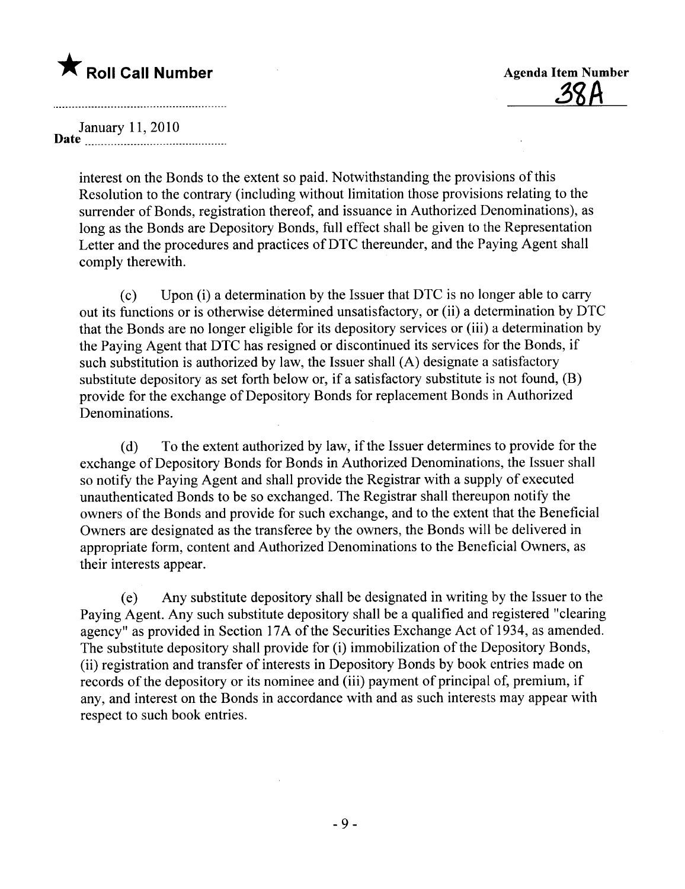interest on the Bonds to the extent so paid. Notwithstanding the provisions of this Resolution to the contrary (including without limitation those provisions relating to the surrender of Bonds, registration thereof, and issuance in Authorized Denominations), as long as the Bonds are Depository Bonds, full effect shall be given to the Representation Letter and the procedures and practices of DTC thereunder, and the Paying Agent shall comply therewith.

(c) Upon (i) a determination by the Issuer that DTC is no longer able to carry out its functions or is otherwise determined unsatisfactory, or (ii) a determination by DTC that the Bonds are no longer eligible for its depository services or (iii) a determination by the Paying Agent that DTC has resigned or discontinued its services for the Bonds, if such substitution is authorized by law, the Issuer shall (A) designate a satisfactory substitute depository as set forth below or, if a satisfactory substitute is not found, (B) provide for the exchange of Depository Bonds for replacement Bonds in Authorized Denominations.

(d) To the extent authorized by law, if the Issuer determines to provide for the exchange of Depository Bonds for Bonds in Authorized Denominations, the Issuer shall so notify the Paying Agent and shall provide the Registrar with a supply of executed unauthenticated Bonds to be so exchanged. The Registrar shall thereupon notify the owners of the Bonds and provide for such exchange, and to the extent that the Beneficial Owners are designated as the transferee by the owners, the Bonds will be delivered in appropriate form, content and Authorized Denominations to the Beneficial Owners, as their interests appear.

(e) Any substitute depository shall be designated in writing by the Issuer to the Paying Agent. Any such substitute depository shall be a qualified and registered "clearing agency" as provided in Section 17A of the Securities Exchange Act of 1934, as amended. The substitute depository shall provide for (i) immobilization of the Depository Bonds, (ii) registration and transfer of interests in Depository Bonds by book entries made on records of the depository or its nominee and (iii) payment of principal of, premium, if any, and interest on the Bonds in accordance with and as such interests may appear with respect to such book entries.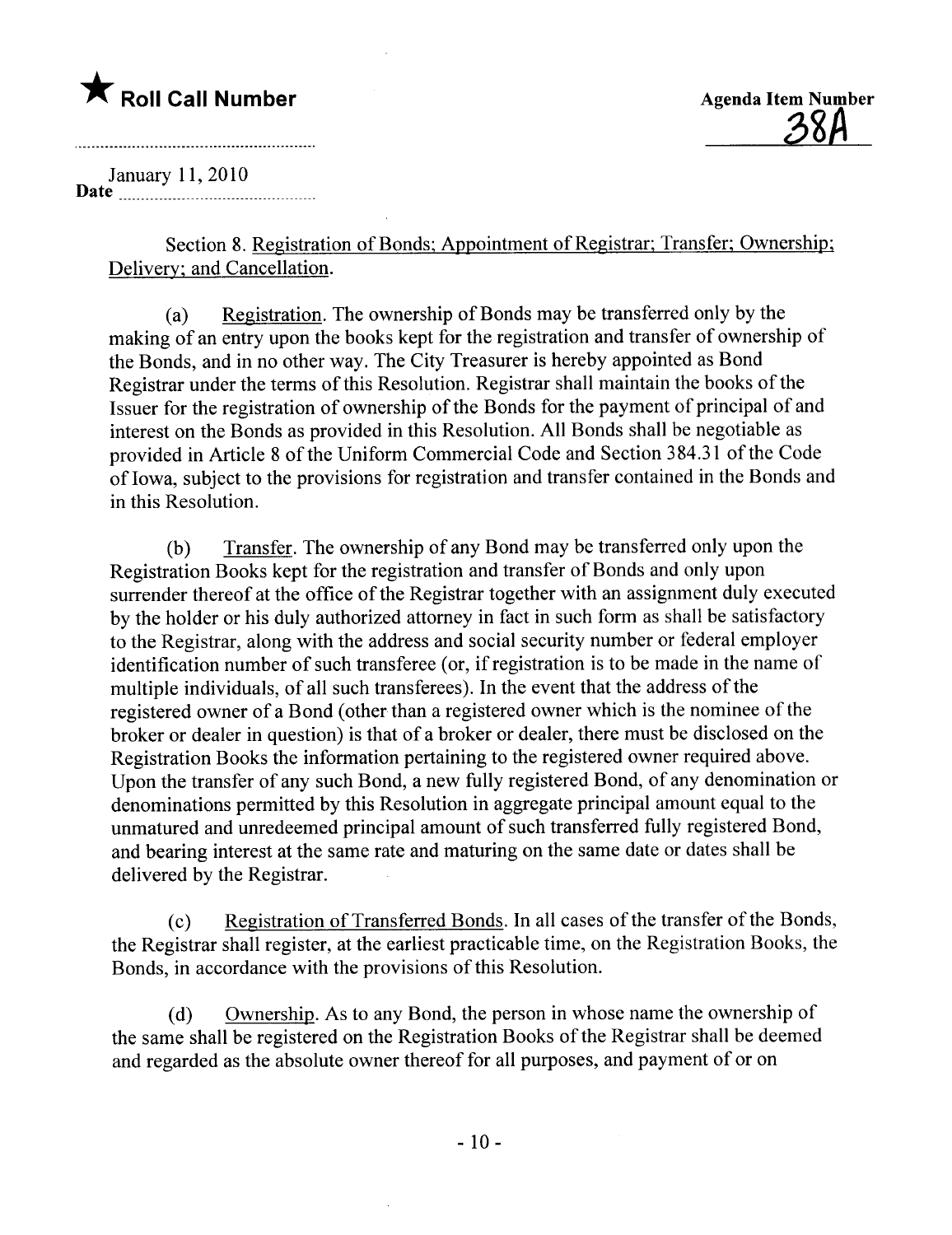★ **Roll Call Number**

**Agenda Item Number**
38A

January 11, 2010
**Date**

Section 8. Registration of Bonds; Appointment of Registrar; Transfer; Ownership; Delivery; and Cancellation.

(a) Registration. The ownership of Bonds may be transferred only by the making of an entry upon the books kept for the registration and transfer of ownership of the Bonds, and in no other way. The City Treasurer is hereby appointed as Bond Registrar under the terms of this Resolution. Registrar shall maintain the books of the Issuer for the registration of ownership of the Bonds for the payment of principal of and interest on the Bonds as provided in this Resolution. All Bonds shall be negotiable as provided in Article 8 of the Uniform Commercial Code and Section 384.31 of the Code of Iowa, subject to the provisions for registration and transfer contained in the Bonds and in this Resolution.

(b) Transfer. The ownership of any Bond may be transferred only upon the Registration Books kept for the registration and transfer of Bonds and only upon surrender thereof at the office of the Registrar together with an assignment duly executed by the holder or his duly authorized attorney in fact in such form as shall be satisfactory to the Registrar, along with the address and social security number or federal employer identification number of such transferee (or, if registration is to be made in the name of multiple individuals, of all such transferees). In the event that the address of the registered owner of a Bond (other than a registered owner which is the nominee of the broker or dealer in question) is that of a broker or dealer, there must be disclosed on the Registration Books the information pertaining to the registered owner required above. Upon the transfer of any such Bond, a new fully registered Bond, of any denomination or denominations permitted by this Resolution in aggregate principal amount equal to the unmatured and unredeemed principal amount of such transferred fully registered Bond, and bearing interest at the same rate and maturing on the same date or dates shall be delivered by the Registrar.

(c) Registration of Transferred Bonds. In all cases of the transfer of the Bonds, the Registrar shall register, at the earliest practicable time, on the Registration Books, the Bonds, in accordance with the provisions of this Resolution.

(d) Ownership. As to any Bond, the person in whose name the ownership of the same shall be registered on the Registration Books of the Registrar shall be deemed and regarded as the absolute owner thereof for all purposes, and payment of or on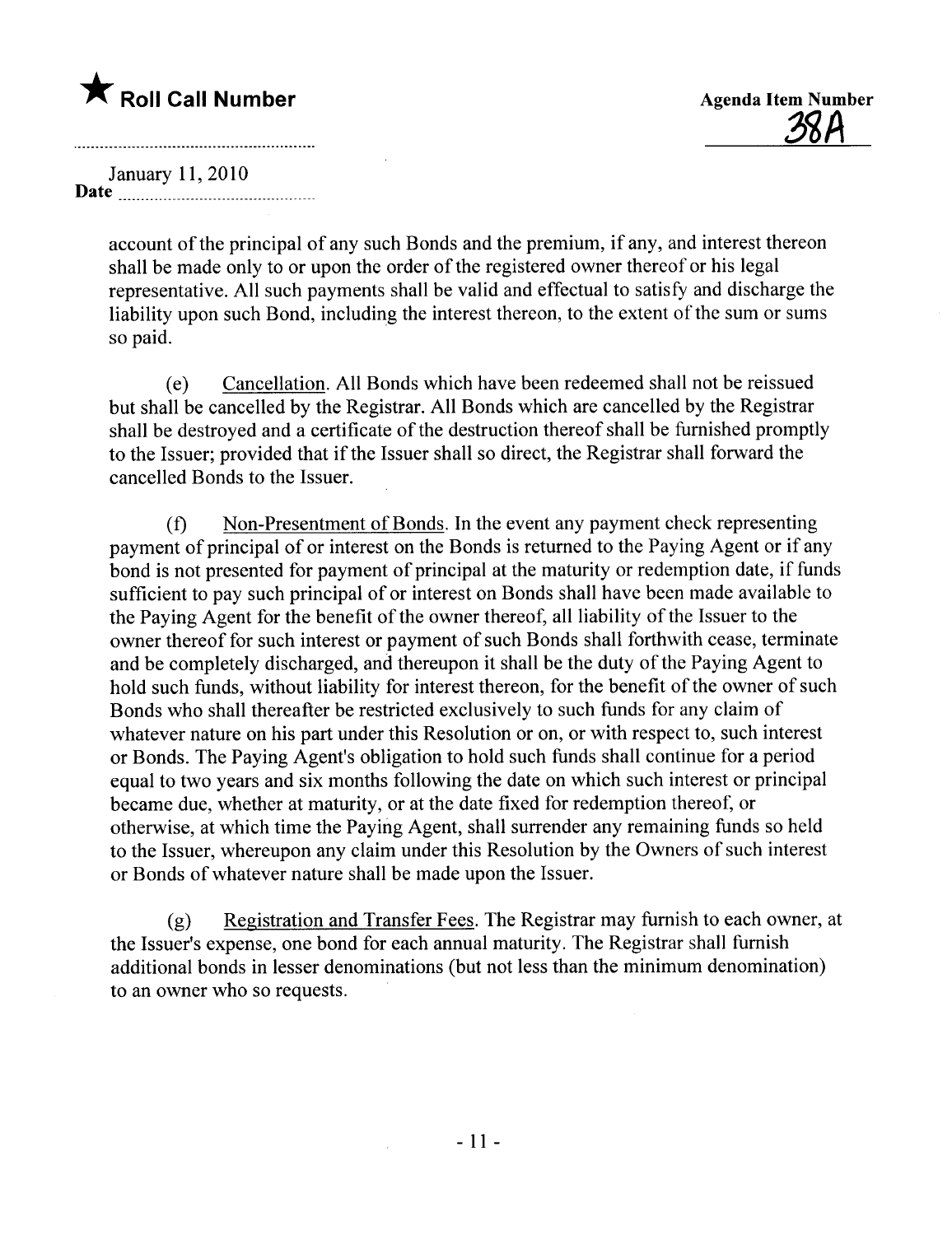★ **Roll Call Number**

Agenda Item Number 38A

January 11, 2010
Date

account of the principal of any such Bonds and the premium, if any, and interest thereon shall be made only to or upon the order of the registered owner thereof or his legal representative. All such payments shall be valid and effectual to satisfy and discharge the liability upon such Bond, including the interest thereon, to the extent of the sum or sums so paid.

(e) Cancellation. All Bonds which have been redeemed shall not be reissued but shall be cancelled by the Registrar. All Bonds which are cancelled by the Registrar shall be destroyed and a certificate of the destruction thereof shall be furnished promptly to the Issuer; provided that if the Issuer shall so direct, the Registrar shall forward the cancelled Bonds to the Issuer.

(f) Non-Presentment of Bonds. In the event any payment check representing payment of principal of or interest on the Bonds is returned to the Paying Agent or if any bond is not presented for payment of principal at the maturity or redemption date, if funds sufficient to pay such principal of or interest on Bonds shall have been made available to the Paying Agent for the benefit of the owner thereof, all liability of the Issuer to the owner thereof for such interest or payment of such Bonds shall forthwith cease, terminate and be completely discharged, and thereupon it shall be the duty of the Paying Agent to hold such funds, without liability for interest thereon, for the benefit of the owner of such Bonds who shall thereafter be restricted exclusively to such funds for any claim of whatever nature on his part under this Resolution or on, or with respect to, such interest or Bonds. The Paying Agent's obligation to hold such funds shall continue for a period equal to two years and six months following the date on which such interest or principal became due, whether at maturity, or at the date fixed for redemption thereof, or otherwise, at which time the Paying Agent, shall surrender any remaining funds so held to the Issuer, whereupon any claim under this Resolution by the Owners of such interest or Bonds of whatever nature shall be made upon the Issuer.

(g) Registration and Transfer Fees. The Registrar may furnish to each owner, at the Issuer's expense, one bond for each annual maturity. The Registrar shall furnish additional bonds in lesser denominations (but not less than the minimum denomination) to an owner who so requests.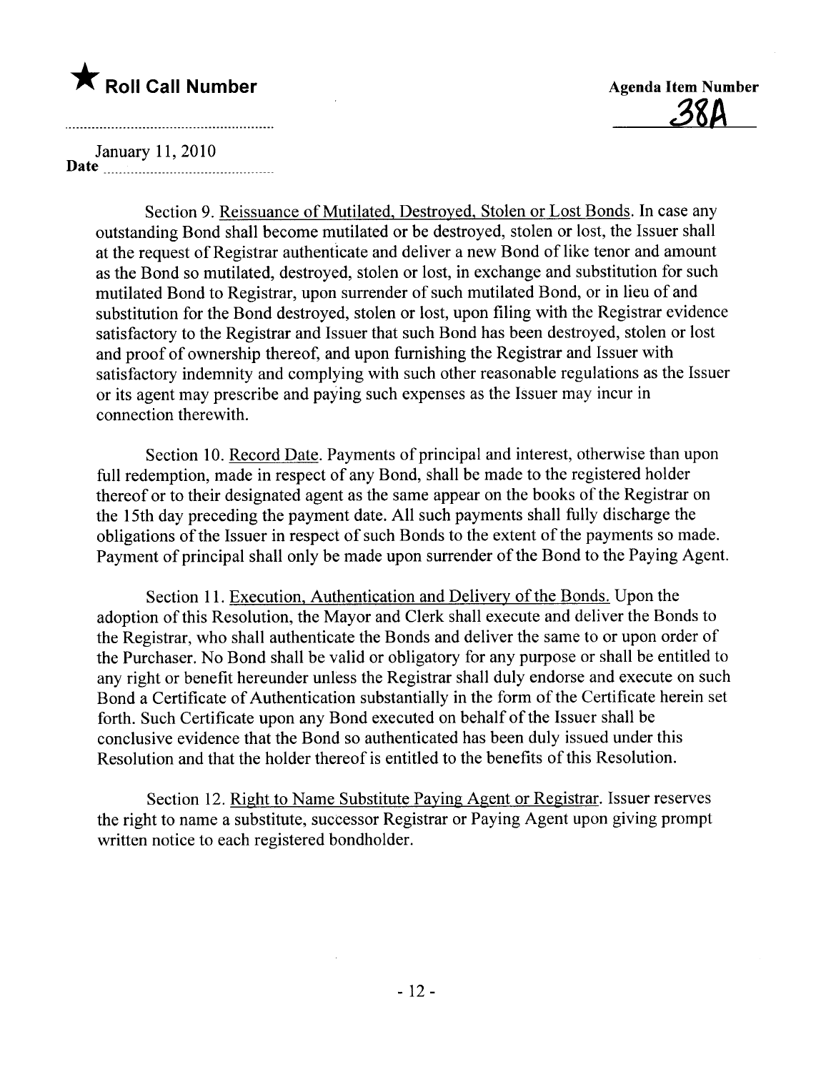★ **Roll Call Number**

**Agenda Item Number**
38A

January 11, 2010
**Date**

Section 9. Reissuance of Mutilated, Destroyed, Stolen or Lost Bonds. In case any outstanding Bond shall become mutilated or be destroyed, stolen or lost, the Issuer shall at the request of Registrar authenticate and deliver a new Bond of like tenor and amount as the Bond so mutilated, destroyed, stolen or lost, in exchange and substitution for such mutilated Bond to Registrar, upon surrender of such mutilated Bond, or in lieu of and substitution for the Bond destroyed, stolen or lost, upon filing with the Registrar evidence satisfactory to the Registrar and Issuer that such Bond has been destroyed, stolen or lost and proof of ownership thereof, and upon furnishing the Registrar and Issuer with satisfactory indemnity and complying with such other reasonable regulations as the Issuer or its agent may prescribe and paying such expenses as the Issuer may incur in connection therewith.

Section 10. Record Date. Payments of principal and interest, otherwise than upon full redemption, made in respect of any Bond, shall be made to the registered holder thereof or to their designated agent as the same appear on the books of the Registrar on the 15th day preceding the payment date. All such payments shall fully discharge the obligations of the Issuer in respect of such Bonds to the extent of the payments so made. Payment of principal shall only be made upon surrender of the Bond to the Paying Agent.

Section 11. Execution, Authentication and Delivery of the Bonds. Upon the adoption of this Resolution, the Mayor and Clerk shall execute and deliver the Bonds to the Registrar, who shall authenticate the Bonds and deliver the same to or upon order of the Purchaser. No Bond shall be valid or obligatory for any purpose or shall be entitled to any right or benefit hereunder unless the Registrar shall duly endorse and execute on such Bond a Certificate of Authentication substantially in the form of the Certificate herein set forth. Such Certificate upon any Bond executed on behalf of the Issuer shall be conclusive evidence that the Bond so authenticated has been duly issued under this Resolution and that the holder thereof is entitled to the benefits of this Resolution.

Section 12. Right to Name Substitute Paying Agent or Registrar. Issuer reserves the right to name a substitute, successor Registrar or Paying Agent upon giving prompt written notice to each registered bondholder.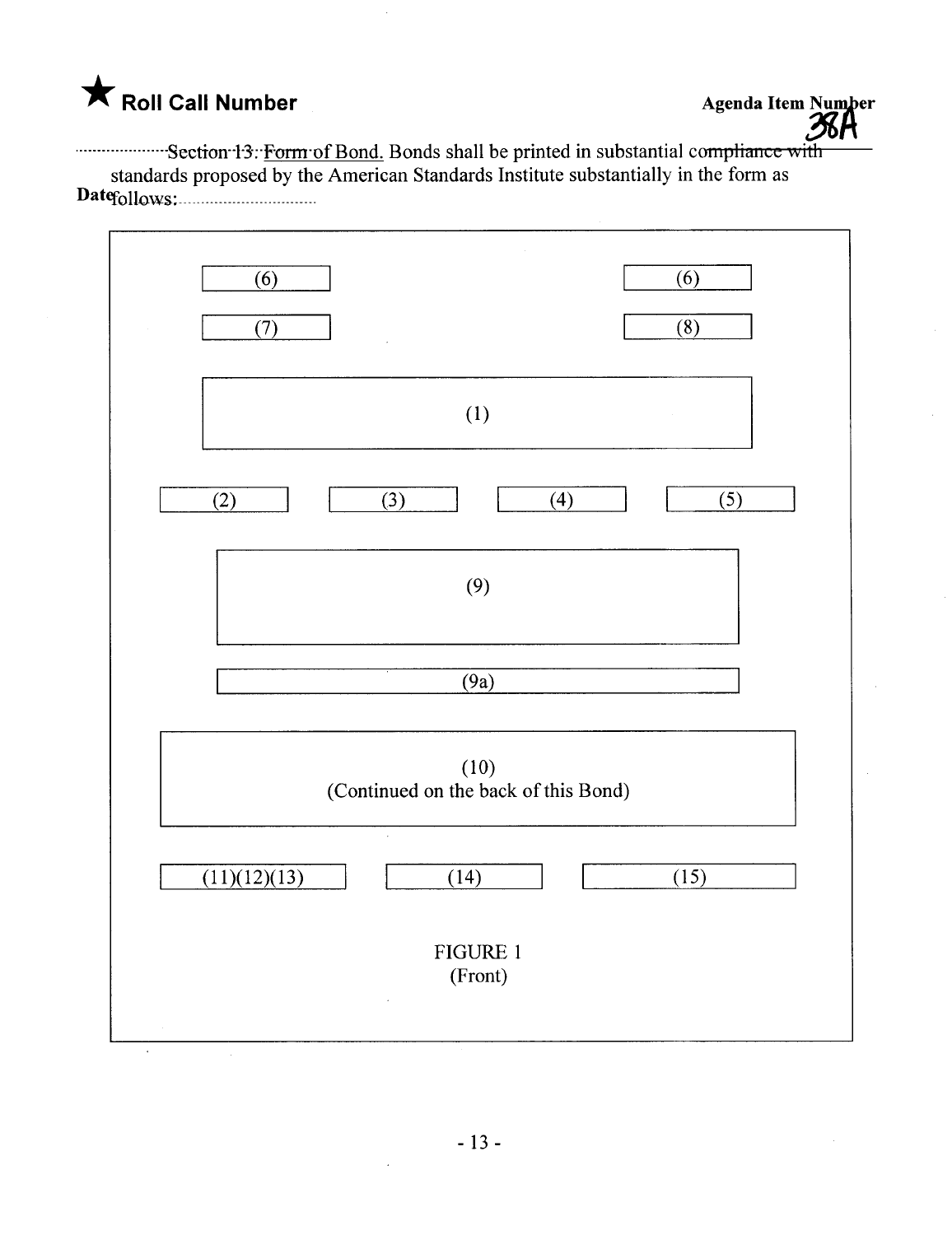Section 13. Form of Bond. Bonds shall be printed in substantial compliance with standards proposed by the American Standards Institute substantially in the form as follows:

| (6) | | (6) |
|---|---|---|
| (7) | | (8) |

(1)

| (2) | (3) | (4) | (5) |
|---|---|---|---|

(9)

(9a)

(10)
(Continued on the back of this Bond)

| (11)(12)(13) | (14) | (15) |
|---|---|---|

FIGURE 1
(Front)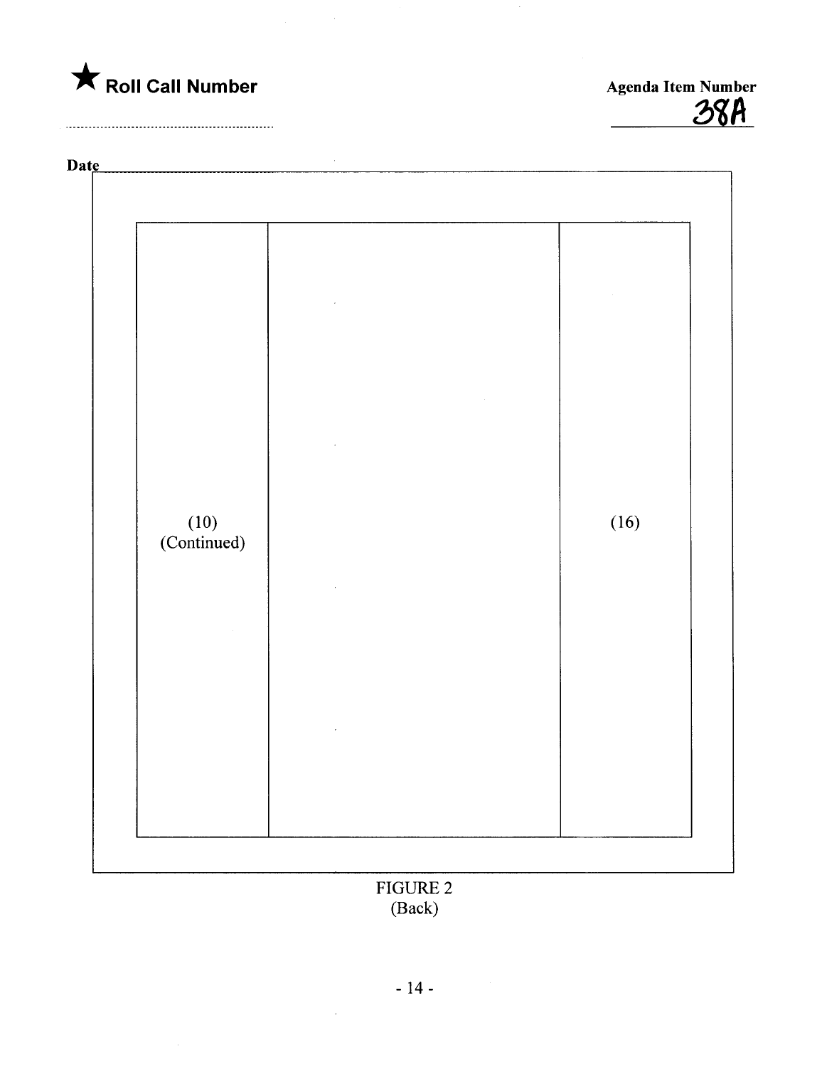**★ Roll Call Number**

**Agenda Item Number**
38A

**Date**

| (10) (Continued) | | (16) |
| --- | --- | --- |

FIGURE 2
(Back)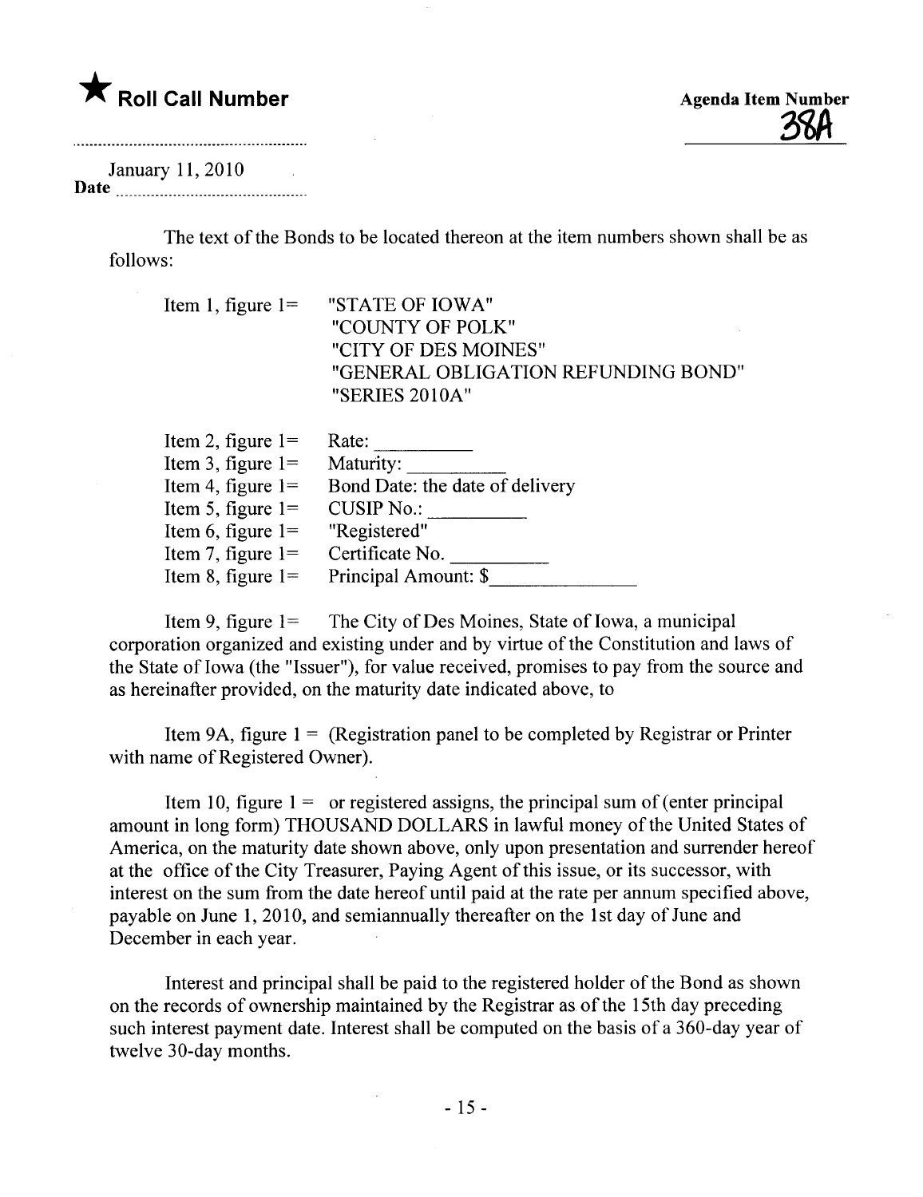★ **Roll Call Number**

**Agenda Item Number**
38A

January 11, 2010
**Date** ..............................................

The text of the Bonds to be located thereon at the item numbers shown shall be as follows:

Item 1, figure 1= "STATE OF IOWA"
"COUNTY OF POLK"
"CITY OF DES MOINES"
"GENERAL OBLIGATION REFUNDING BOND"
"SERIES 2010A"

Item 2, figure 1= Rate: __________
Item 3, figure 1= Maturity: __________
Item 4, figure 1= Bond Date: the date of delivery
Item 5, figure 1= CUSIP No.: __________
Item 6, figure 1= "Registered"
Item 7, figure 1= Certificate No. __________
Item 8, figure 1= Principal Amount: $_______________

Item 9, figure 1= The City of Des Moines, State of Iowa, a municipal corporation organized and existing under and by virtue of the Constitution and laws of the State of Iowa (the "Issuer"), for value received, promises to pay from the source and as hereinafter provided, on the maturity date indicated above, to

Item 9A, figure 1 = (Registration panel to be completed by Registrar or Printer with name of Registered Owner).

Item 10, figure 1 = or registered assigns, the principal sum of (enter principal amount in long form) THOUSAND DOLLARS in lawful money of the United States of America, on the maturity date shown above, only upon presentation and surrender hereof at the office of the City Treasurer, Paying Agent of this issue, or its successor, with interest on the sum from the date hereof until paid at the rate per annum specified above, payable on June 1, 2010, and semiannually thereafter on the 1st day of June and December in each year.

Interest and principal shall be paid to the registered holder of the Bond as shown on the records of ownership maintained by the Registrar as of the 15th day preceding such interest payment date. Interest shall be computed on the basis of a 360-day year of twelve 30-day months.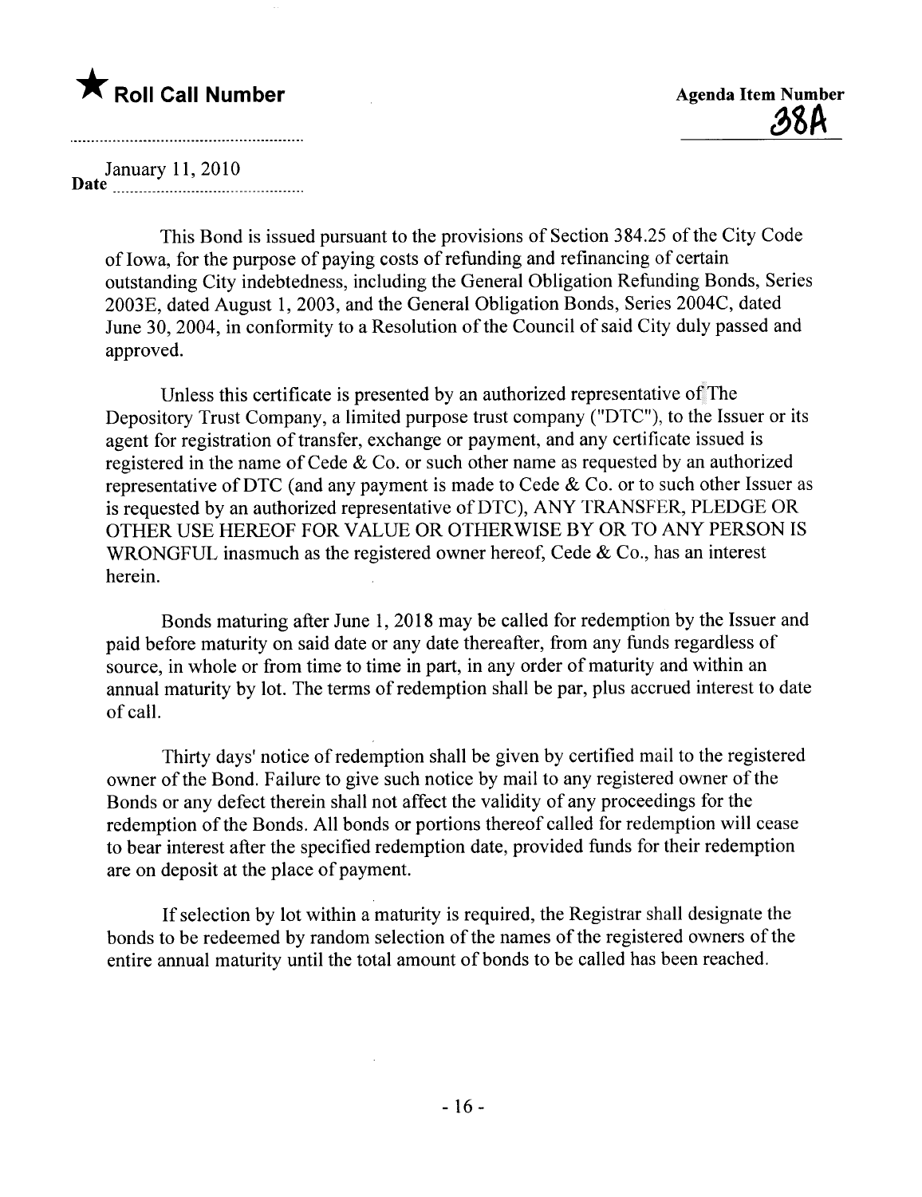★ **Roll Call Number**

**Agenda Item Number**
**38A**

Date January 11, 2010

This Bond is issued pursuant to the provisions of Section 384.25 of the City Code of Iowa, for the purpose of paying costs of refunding and refinancing of certain outstanding City indebtedness, including the General Obligation Refunding Bonds, Series 2003E, dated August 1, 2003, and the General Obligation Bonds, Series 2004C, dated June 30, 2004, in conformity to a Resolution of the Council of said City duly passed and approved.

Unless this certificate is presented by an authorized representative of The Depository Trust Company, a limited purpose trust company ("DTC"), to the Issuer or its agent for registration of transfer, exchange or payment, and any certificate issued is registered in the name of Cede & Co. or such other name as requested by an authorized representative of DTC (and any payment is made to Cede & Co. or to such other Issuer as is requested by an authorized representative of DTC), ANY TRANSFER, PLEDGE OR OTHER USE HEREOF FOR VALUE OR OTHERWISE BY OR TO ANY PERSON IS WRONGFUL inasmuch as the registered owner hereof, Cede & Co., has an interest herein.

Bonds maturing after June 1, 2018 may be called for redemption by the Issuer and paid before maturity on said date or any date thereafter, from any funds regardless of source, in whole or from time to time in part, in any order of maturity and within an annual maturity by lot. The terms of redemption shall be par, plus accrued interest to date of call.

Thirty days' notice of redemption shall be given by certified mail to the registered owner of the Bond. Failure to give such notice by mail to any registered owner of the Bonds or any defect therein shall not affect the validity of any proceedings for the redemption of the Bonds. All bonds or portions thereof called for redemption will cease to bear interest after the specified redemption date, provided funds for their redemption are on deposit at the place of payment.

If selection by lot within a maturity is required, the Registrar shall designate the bonds to be redeemed by random selection of the names of the registered owners of the entire annual maturity until the total amount of bonds to be called has been reached.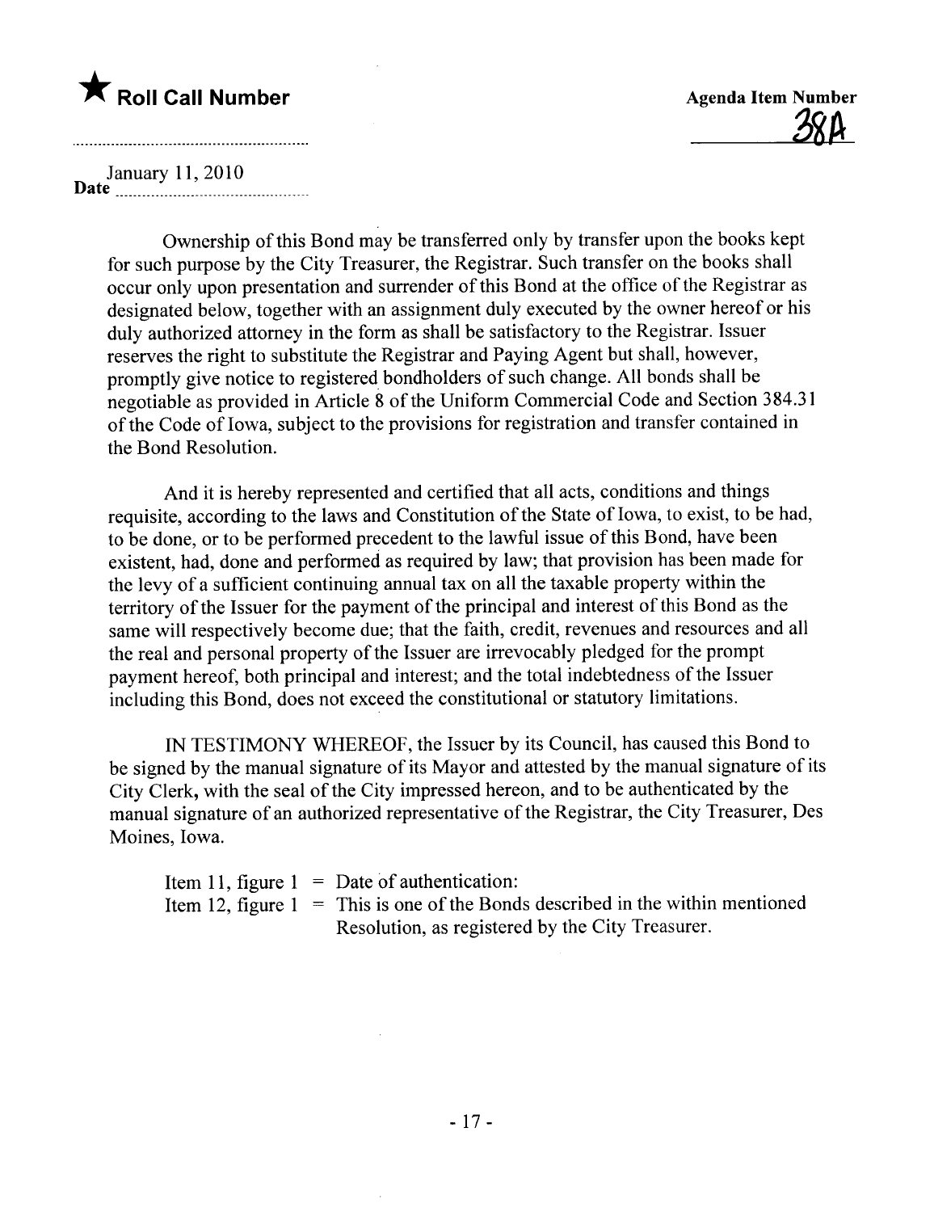★ **Roll Call Number**

**Agenda Item Number**

38A

Date January 11, 2010

Ownership of this Bond may be transferred only by transfer upon the books kept for such purpose by the City Treasurer, the Registrar. Such transfer on the books shall occur only upon presentation and surrender of this Bond at the office of the Registrar as designated below, together with an assignment duly executed by the owner hereof or his duly authorized attorney in the form as shall be satisfactory to the Registrar. Issuer reserves the right to substitute the Registrar and Paying Agent but shall, however, promptly give notice to registered bondholders of such change. All bonds shall be negotiable as provided in Article 8 of the Uniform Commercial Code and Section 384.31 of the Code of Iowa, subject to the provisions for registration and transfer contained in the Bond Resolution.

And it is hereby represented and certified that all acts, conditions and things requisite, according to the laws and Constitution of the State of Iowa, to exist, to be had, to be done, or to be performed precedent to the lawful issue of this Bond, have been existent, had, done and performed as required by law; that provision has been made for the levy of a sufficient continuing annual tax on all the taxable property within the territory of the Issuer for the payment of the principal and interest of this Bond as the same will respectively become due; that the faith, credit, revenues and resources and all the real and personal property of the Issuer are irrevocably pledged for the prompt payment hereof, both principal and interest; and the total indebtedness of the Issuer including this Bond, does not exceed the constitutional or statutory limitations.

IN TESTIMONY WHEREOF, the Issuer by its Council, has caused this Bond to be signed by the manual signature of its Mayor and attested by the manual signature of its City Clerk, with the seal of the City impressed hereon, and to be authenticated by the manual signature of an authorized representative of the Registrar, the City Treasurer, Des Moines, Iowa.

Item 11, figure 1 = Date of authentication:

Item 12, figure 1 = This is one of the Bonds described in the within mentioned Resolution, as registered by the City Treasurer.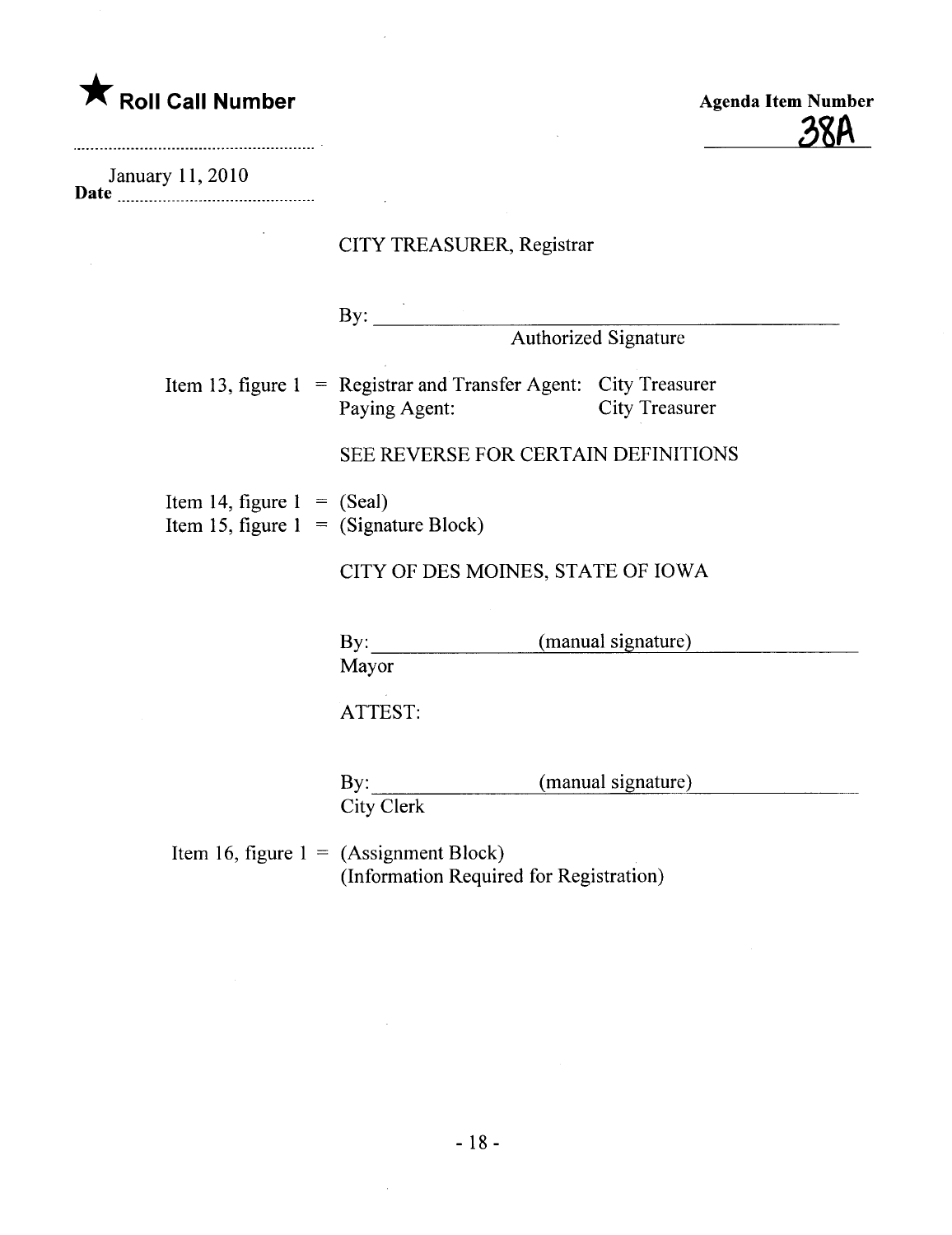★ **Roll Call Number**

**Agenda Item Number**

38A

January 11, 2010

**Date** ..............................................

CITY TREASURER, Registrar

By: ______________________________________

Authorized Signature

Item 13, figure 1 = Registrar and Transfer Agent: City Treasurer
Paying Agent: City Treasurer

SEE REVERSE FOR CERTAIN DEFINITIONS

Item 14, figure 1 = (Seal)
Item 15, figure 1 = (Signature Block)

CITY OF DES MOINES, STATE OF IOWA

By: (manual signature)
Mayor

ATTEST:

By: (manual signature)
City Clerk

Item 16, figure 1 = (Assignment Block)
(Information Required for Registration)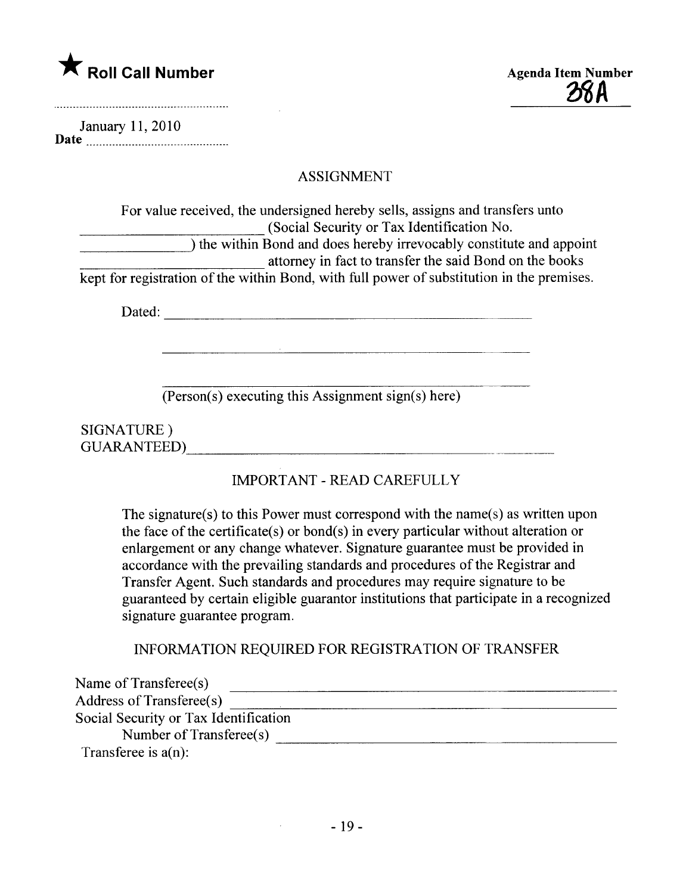★ **Roll Call Number**

**Agenda Item Number**
38A

January 11, 2010
**Date**

## ASSIGNMENT

For value received, the undersigned hereby sells, assigns and transfers unto _________________________ (Social Security or Tax Identification No. _______________) the within Bond and does hereby irrevocably constitute and appoint _________________________ attorney in fact to transfer the said Bond on the books kept for registration of the within Bond, with full power of substitution in the premises.

Dated: ________________________________________________

________________________________________________

________________________________________________
(Person(s) executing this Assignment sign(s) here)

SIGNATURE )
GUARANTEED) ________________________________________________

## IMPORTANT - READ CAREFULLY

The signature(s) to this Power must correspond with the name(s) as written upon the face of the certificate(s) or bond(s) in every particular without alteration or enlargement or any change whatever. Signature guarantee must be provided in accordance with the prevailing standards and procedures of the Registrar and Transfer Agent. Such standards and procedures may require signature to be guaranteed by certain eligible guarantor institutions that participate in a recognized signature guarantee program.

## INFORMATION REQUIRED FOR REGISTRATION OF TRANSFER

Name of Transferee(s) ________________________________________________
Address of Transferee(s) ________________________________________________
Social Security or Tax Identification
Number of Transferee(s) ________________________________________________
Transferee is a(n):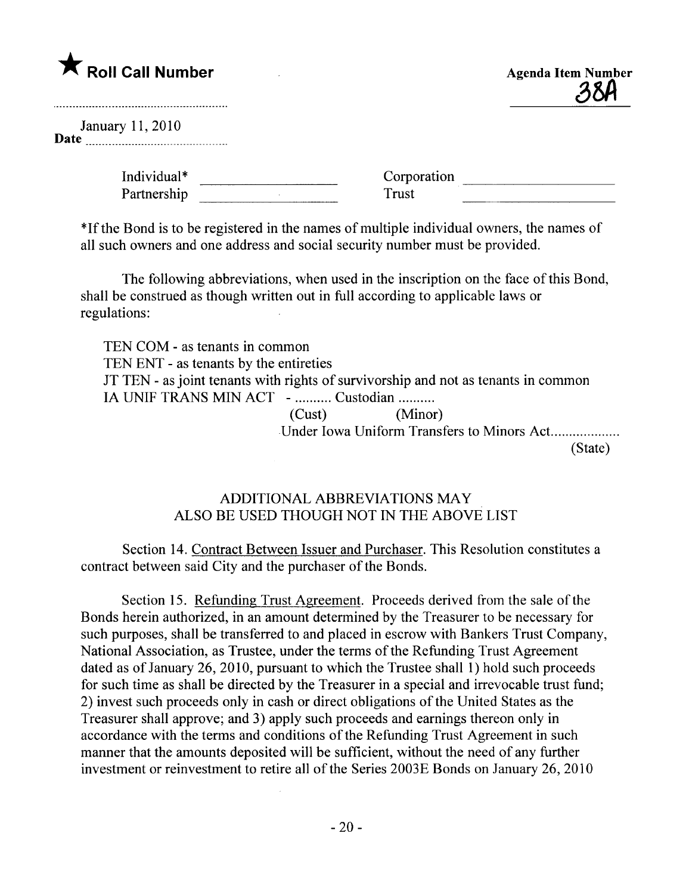★ **Roll Call Number**

**Agenda Item Number**
38A

January 11, 2010
**Date** ..........................................

| | | | |
|---|---|---|---|
| Individual* | ____________ | Corporation | ____________ |
| Partnership | ____________ | Trust | ____________ |

*If the Bond is to be registered in the names of multiple individual owners, the names of all such owners and one address and social security number must be provided.

The following abbreviations, when used in the inscription on the face of this Bond, shall be construed as though written out in full according to applicable laws or regulations:

TEN COM - as tenants in common
TEN ENT - as tenants by the entireties
JT TEN - as joint tenants with rights of survivorship and not as tenants in common
IA UNIF TRANS MIN ACT - .......... Custodian ..........
(Cust) (Minor)
Under Iowa Uniform Transfers to Minors Act...................
(State)

ADDITIONAL ABBREVIATIONS MAY
ALSO BE USED THOUGH NOT IN THE ABOVE LIST

Section 14. Contract Between Issuer and Purchaser. This Resolution constitutes a contract between said City and the purchaser of the Bonds.

Section 15. Refunding Trust Agreement. Proceeds derived from the sale of the Bonds herein authorized, in an amount determined by the Treasurer to be necessary for such purposes, shall be transferred to and placed in escrow with Bankers Trust Company, National Association, as Trustee, under the terms of the Refunding Trust Agreement dated as of January 26, 2010, pursuant to which the Trustee shall 1) hold such proceeds for such time as shall be directed by the Treasurer in a special and irrevocable trust fund; 2) invest such proceeds only in cash or direct obligations of the United States as the Treasurer shall approve; and 3) apply such proceeds and earnings thereon only in accordance with the terms and conditions of the Refunding Trust Agreement in such manner that the amounts deposited will be sufficient, without the need of any further investment or reinvestment to retire all of the Series 2003E Bonds on January 26, 2010